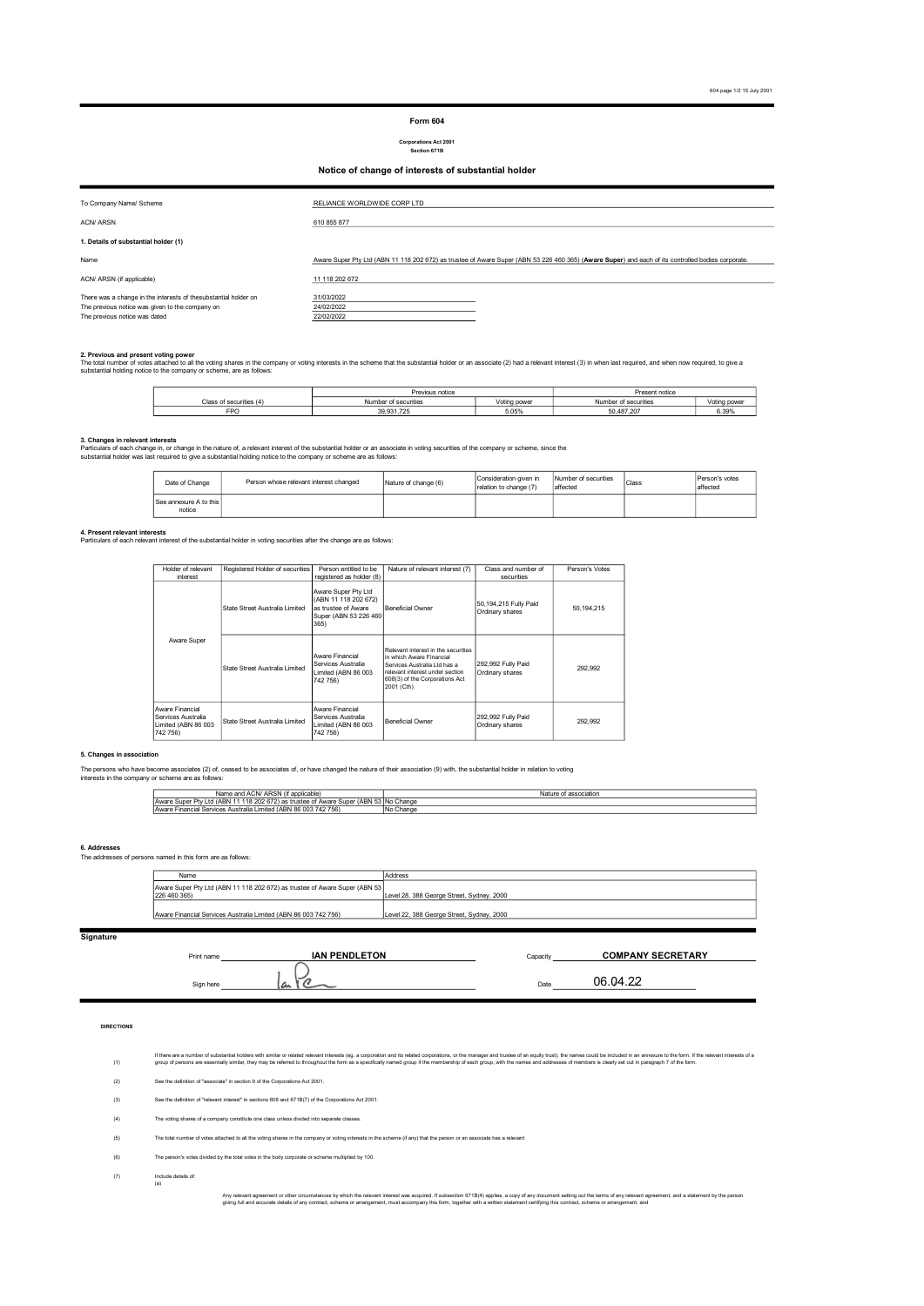# Form 604

**Corporations Act 2001**
**Section 671B**

## Notice of change of interests of substantial holder

| | |
|---|---|
| To Company Name/ Scheme | RELIANCE WORLDWIDE CORP LTD |
| ACN/ ARSN | 610 855 877 |

**1. Details of substantial holder (1)**

| | |
|---|---|
| Name | Aware Super Pty Ltd (ABN 11 118 202 672) as trustee of Aware Super (ABN 53 226 460 365) (**Aware Super**) and each of its controlled bodies corporate. |
| ACN/ ARSN (if applicable) | 11 118 202 672 |
| There was a change in the interests of thesubstantial holder on | 31/03/2022 |
| The previous notice was given to the company on | 24/02/2022 |
| The previous notice was dated | 22/02/2022 |

**2. Previous and present voting power**

The total number of votes attached to all the voting shares in the company or voting interests in the scheme that the substantial holder or an associate (2) had a relevant interest (3) in when last required, and when now required, to give a substantial holding notice to the company or scheme, are as follows:

| Class of securities (4) | Previous notice | | Present notice | |
|---|---|---|---|---|
| | Number of securities | Voting power | Number of securities | Voting power |
| FPO | 39,931,725 | 5.05% | 50,487,207 | 6.39% |

**3. Changes in relevant interests**

Particulars of each change in, or change in the nature of, a relevant interest of the substantial holder or an associate in voting securities of the company or scheme, since the substantial holder was last required to give a substantial holding notice to the company or scheme are as follows:

| Date of Change | Person whose relevant interest changed | Nature of change (6) | Consideration given in relation to change (7) | Number of securities affected | Class | Person's votes affected |
|---|---|---|---|---|---|---|
| See annexure A to this notice | | | | | | |

**4. Present relevant interests**

Particulars of each relevant interest of the substantial holder in voting securities after the change are as follows:

| Holder of relevant interest | Registered Holder of securities | Person entitled to be registered as holder (8) | Nature of relevant interest (7) | Class and number of securities | Person's Votes |
|---|---|---|---|---|---|
| Aware Super | State Street Australia Limited | Aware Super Pty Ltd (ABN 11 118 202 672) as trustee of Aware Super (ABN 53 226 460 365) | Beneficial Owner | 50,194,215 Fully Paid Ordinary shares | 50,194,215 |
| | State Street Australia Limited | Aware Financial Services Australia Limited (ABN 86 003 742 756) | Relevant interest in the securities in which Aware Financial Services Australia Ltd has a relevant interest under section 608(3) of the Corporations Act 2001 (Cth) | 292,992 Fully Paid Ordinary shares | 292,992 |
| Aware Financial Services Australia Limited (ABN 86 003 742 756) | State Street Australia Limited | Aware Financial Services Australia Limited (ABN 86 003 742 756) | Beneficial Owner | 292,992 Fully Paid Ordinary shares | 292,992 |

**5. Changes in association**

The persons who have become associates (2) of, ceased to be associates of, or have changed the nature of their association (9) with, the substantial holder in relation to voting interests in the company or scheme are as follows:

| Name and ACN/ ARSN (if applicable) | Nature of association |
|---|---|
| Aware Super Pty Ltd (ABN 11 118 202 672) as trustee of Aware Super (ABN 53 | No Change |
| Aware Financial Services Australia Limited (ABN 86 003 742 756) | No Change |

**6. Addresses**

The addresses of persons named in this form are as follows:

| Name | Address |
|---|---|
| Aware Super Pty Ltd (ABN 11 118 202 672) as trustee of Aware Super (ABN 53 226 460 365) | Level 28, 388 George Street, Sydney, 2000 |
| Aware Financial Services Australia Limited (ABN 86 003 742 756) | Level 22, 388 George Street, Sydney, 2000 |

**Signature**

Print name **IAN PENDLETON** Capacity **COMPANY SECRETARY**

Sign here Date 06.04.22

**DIRECTIONS**

(1) If there are a number of substantial holders with similar or related relevant interests (eg. a corporation and its related corporations, or the manager and trustee of an equity trust), the names could be included in an annexure to the form. If the relevant interests of a group of persons are essentially similar, they may be referred to throughout the form as a specifically named group if the membership of each group, with the names and addresses of members is clearly set out in paragraph 7 of the form.

(2) See the definition of "associate" in section 9 of the Corporations Act 2001.

(3) See the definition of "relevant interest" in sections 608 and 671B(7) of the Corporations Act 2001.

(4) The voting shares of a company constitute one class unless divided into separate classes.

(5) The total number of votes attached to all the voting shares in the company or voting interests in the scheme (if any) that the person or an associate has a relevant

(6) The person's votes divided by the total votes in the body corporate or scheme multiplied by 100.

(7) Include details of:
(a) Any relevant agreement or other circumstances by which the relevant interest was acquired. If subsection 671B(4) applies, a copy of any document setting out the terms of any relevant agreement, and a statement by the person giving full and accurate details of any contract, scheme or arrangement, must accompany this form, together with a written statement certifying this contract, scheme or arrangement; and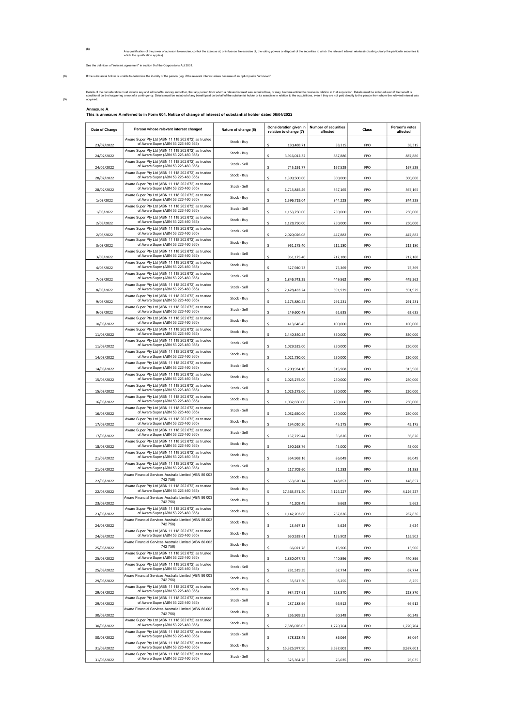(b) Any qualification of the power of a person to exercise, control the exercise of, or influence the exercise of, the voting powers or disposal of the securities to which the relevant interest relates (indicating clearly the particular securities to which the qualification applies).

See the definition of "relevant agreement" in section 9 of the Corporations Act 2001.

(8) If the substantial holder is unable to determine the identity of the person ( eg. if the relevant interest arises because of an option) write "unknown".

(9) Details of the consideration must include any and all benefits, money and other, that any person from whom a relevant interest was acquired has, or may, become entitled to receive in relation to that acquisition. Details must be included even if the benefit is conditional on the happening or not of a contingency. Details must be included of any benefit paid on behalf of the substantial holder or its associate in relation to the acquisitions, even if they are not paid directly to the person from whom the relevant interest was acquired.

**Annexure A**

**This is annexure A referred to in Form 604. Notice of change of interest of substantial holder dated 06/04/2022**

| Date of Change | Person whose relevant interest changed | Nature of change (6) | Consideration given in relation to change (7) | Number of securities affected | Class | Person's votes affected |
|---|---|---|---|---|---|---|
| 23/02/2022 | Aware Super Pty Ltd (ABN 11 118 202 672) as trustee of Aware Super (ABN 53 226 460 365) | Stock - Buy | $ 180,488.71 | 38,315 | FPO | 38,315 |
| 24/02/2022 | Aware Super Pty Ltd (ABN 11 118 202 672) as trustee of Aware Super (ABN 53 226 460 365) | Stock - Buy | $ 3,916,012.32 | 887,886 | FPO | 887,886 |
| 24/02/2022 | Aware Super Pty Ltd (ABN 11 118 202 672) as trustee of Aware Super (ABN 53 226 460 365) | Stock - Sell | $ 745,191.77 | 167,529 | FPO | 167,529 |
| 28/02/2022 | Aware Super Pty Ltd (ABN 11 118 202 672) as trustee of Aware Super (ABN 53 226 460 365) | Stock - Buy | $ 1,399,500.00 | 300,000 | FPO | 300,000 |
| 28/02/2022 | Aware Super Pty Ltd (ABN 11 118 202 672) as trustee of Aware Super (ABN 53 226 460 365) | Stock - Sell | $ 1,713,845.49 | 367,165 | FPO | 367,165 |
| 1/03/2022 | Aware Super Pty Ltd (ABN 11 118 202 672) as trustee of Aware Super (ABN 53 226 460 365) | Stock - Buy | $ 1,596,719.04 | 344,228 | FPO | 344,228 |
| 1/03/2022 | Aware Super Pty Ltd (ABN 11 118 202 672) as trustee of Aware Super (ABN 53 226 460 365) | Stock - Sell | $ 1,153,750.00 | 250,000 | FPO | 250,000 |
| 2/03/2022 | Aware Super Pty Ltd (ABN 11 118 202 672) as trustee of Aware Super (ABN 53 226 460 365) | Stock - Buy | $ 1,128,750.00 | 250,000 | FPO | 250,000 |
| 2/03/2022 | Aware Super Pty Ltd (ABN 11 118 202 672) as trustee of Aware Super (ABN 53 226 460 365) | Stock - Sell | $ 2,020,026.08 | 447,882 | FPO | 447,882 |
| 3/03/2022 | Aware Super Pty Ltd (ABN 11 118 202 672) as trustee of Aware Super (ABN 53 226 460 365) | Stock - Buy | $ 961,175.40 | 212,180 | FPO | 212,180 |
| 3/03/2022 | Aware Super Pty Ltd (ABN 11 118 202 672) as trustee of Aware Super (ABN 53 226 460 365) | Stock - Sell | $ 961,175.40 | 212,180 | FPO | 212,180 |
| 4/03/2022 | Aware Super Pty Ltd (ABN 11 118 202 672) as trustee of Aware Super (ABN 53 226 460 365) | Stock - Buy | $ 327,940.73 | 75,369 | FPO | 75,369 |
| 7/03/2022 | Aware Super Pty Ltd (ABN 11 118 202 672) as trustee of Aware Super (ABN 53 226 460 365) | Stock - Sell | $ 1,846,743.29 | 449,562 | FPO | 449,562 |
| 8/03/2022 | Aware Super Pty Ltd (ABN 11 118 202 672) as trustee of Aware Super (ABN 53 226 460 365) | Stock - Sell | $ 2,428,433.24 | 591,929 | FPO | 591,929 |
| 9/03/2022 | Aware Super Pty Ltd (ABN 11 118 202 672) as trustee of Aware Super (ABN 53 226 460 365) | Stock - Buy | $ 1,173,880.52 | 291,231 | FPO | 291,231 |
| 9/03/2022 | Aware Super Pty Ltd (ABN 11 118 202 672) as trustee of Aware Super (ABN 53 226 460 365) | Stock - Sell | $ 249,600.48 | 62,635 | FPO | 62,635 |
| 10/03/2022 | Aware Super Pty Ltd (ABN 11 118 202 672) as trustee of Aware Super (ABN 53 226 460 365) | Stock - Buy | $ 413,646.45 | 100,000 | FPO | 100,000 |
| 11/03/2022 | Aware Super Pty Ltd (ABN 11 118 202 672) as trustee of Aware Super (ABN 53 226 460 365) | Stock - Buy | $ 1,440,340.54 | 350,000 | FPO | 350,000 |
| 11/03/2022 | Aware Super Pty Ltd (ABN 11 118 202 672) as trustee of Aware Super (ABN 53 226 460 365) | Stock - Sell | $ 1,029,525.00 | 250,000 | FPO | 250,000 |
| 14/03/2022 | Aware Super Pty Ltd (ABN 11 118 202 672) as trustee of Aware Super (ABN 53 226 460 365) | Stock - Buy | $ 1,021,750.00 | 250,000 | FPO | 250,000 |
| 14/03/2022 | Aware Super Pty Ltd (ABN 11 118 202 672) as trustee of Aware Super (ABN 53 226 460 365) | Stock - Sell | $ 1,290,934.16 | 315,968 | FPO | 315,968 |
| 15/03/2022 | Aware Super Pty Ltd (ABN 11 118 202 672) as trustee of Aware Super (ABN 53 226 460 365) | Stock - Buy | $ 1,025,275.00 | 250,000 | FPO | 250,000 |
| 15/03/2022 | Aware Super Pty Ltd (ABN 11 118 202 672) as trustee of Aware Super (ABN 53 226 460 365) | Stock - Sell | $ 1,025,275.00 | 250,000 | FPO | 250,000 |
| 16/03/2022 | Aware Super Pty Ltd (ABN 11 118 202 672) as trustee of Aware Super (ABN 53 226 460 365) | Stock - Buy | $ 1,032,650.00 | 250,000 | FPO | 250,000 |
| 16/03/2022 | Aware Super Pty Ltd (ABN 11 118 202 672) as trustee of Aware Super (ABN 53 226 460 365) | Stock - Sell | $ 1,032,650.00 | 250,000 | FPO | 250,000 |
| 17/03/2022 | Aware Super Pty Ltd (ABN 11 118 202 672) as trustee of Aware Super (ABN 53 226 460 365) | Stock - Buy | $ 194,010.30 | 45,175 | FPO | 45,175 |
| 17/03/2022 | Aware Super Pty Ltd (ABN 11 118 202 672) as trustee of Aware Super (ABN 53 226 460 365) | Stock - Sell | $ 157,729.44 | 36,826 | FPO | 36,826 |
| 18/03/2022 | Aware Super Pty Ltd (ABN 11 118 202 672) as trustee of Aware Super (ABN 53 226 460 365) | Stock - Buy | $ 190,268.76 | 45,000 | FPO | 45,000 |
| 21/03/2022 | Aware Super Pty Ltd (ABN 11 118 202 672) as trustee of Aware Super (ABN 53 226 460 365) | Stock - Buy | $ 364,968.16 | 86,049 | FPO | 86,049 |
| 21/03/2022 | Aware Super Pty Ltd (ABN 11 118 202 672) as trustee of Aware Super (ABN 53 226 460 365) | Stock - Sell | $ 217,709.60 | 51,283 | FPO | 51,283 |
| 22/03/2022 | Aware Financial Services Australia Limited (ABN 86 003 742 756) | Stock - Buy | $ 633,620.14 | 148,857 | FPO | 148,857 |
| 22/03/2022 | Aware Super Pty Ltd (ABN 11 118 202 672) as trustee of Aware Super (ABN 53 226 460 365) | Stock - Buy | $ 17,563,571.40 | 4,126,227 | FPO | 4,126,227 |
| 23/03/2022 | Aware Financial Services Australia Limited (ABN 86 003 742 756) | Stock - Buy | $ 41,208.49 | 9,663 | FPO | 9,663 |
| 23/03/2022 | Aware Super Pty Ltd (ABN 11 118 202 672) as trustee of Aware Super (ABN 53 226 460 365) | Stock - Buy | $ 1,142,203.88 | 267,836 | FPO | 267,836 |
| 24/03/2022 | Aware Financial Services Australia Limited (ABN 86 003 742 756) | Stock - Buy | $ 23,467.13 | 5,624 | FPO | 5,624 |
| 24/03/2022 | Aware Super Pty Ltd (ABN 11 118 202 672) as trustee of Aware Super (ABN 53 226 460 365) | Stock - Buy | $ 650,528.61 | 155,902 | FPO | 155,902 |
| 25/03/2022 | Aware Financial Services Australia Limited (ABN 86 003 742 756) | Stock - Buy | $ 66,021.78 | 15,906 | FPO | 15,906 |
| 25/03/2022 | Aware Super Pty Ltd (ABN 11 118 202 672) as trustee of Aware Super (ABN 53 226 460 365) | Stock - Buy | $ 1,830,047.72 | 440,896 | FPO | 440,896 |
| 25/03/2022 | Aware Super Pty Ltd (ABN 11 118 202 672) as trustee of Aware Super (ABN 53 226 460 365) | Stock - Sell | $ 281,519.39 | 67,774 | FPO | 67,774 |
| 29/03/2022 | Aware Financial Services Australia Limited (ABN 86 003 742 756) | Stock - Buy | $ 35,517.30 | 8,255 | FPO | 8,255 |
| 29/03/2022 | Aware Super Pty Ltd (ABN 11 118 202 672) as trustee of Aware Super (ABN 53 226 460 365) | Stock - Buy | $ 984,717.61 | 228,870 | FPO | 228,870 |
| 29/03/2022 | Aware Super Pty Ltd (ABN 11 118 202 672) as trustee of Aware Super (ABN 53 226 460 365) | Stock - Sell | $ 287,188.96 | 66,912 | FPO | 66,912 |
| 30/03/2022 | Aware Financial Services Australia Limited (ABN 86 003 742 756) | Stock - Buy | $ 265,969.33 | 60,348 | FPO | 60,348 |
| 30/03/2022 | Aware Super Pty Ltd (ABN 11 118 202 672) as trustee of Aware Super (ABN 53 226 460 365) | Stock - Buy | $ 7,585,076.03 | 1,720,704 | FPO | 1,720,704 |
| 30/03/2022 | Aware Super Pty Ltd (ABN 11 118 202 672) as trustee of Aware Super (ABN 53 226 460 365) | Stock - Sell | $ 378,328.49 | 86,064 | FPO | 86,064 |
| 31/03/2022 | Aware Super Pty Ltd (ABN 11 118 202 672) as trustee of Aware Super (ABN 53 226 460 365) | Stock - Buy | $ 15,325,977.90 | 3,587,601 | FPO | 3,587,601 |
| 31/03/2022 | Aware Super Pty Ltd (ABN 11 118 202 672) as trustee of Aware Super (ABN 53 226 460 365) | Stock - Sell | $ 325,364.78 | 76,035 | FPO | 76,035 |